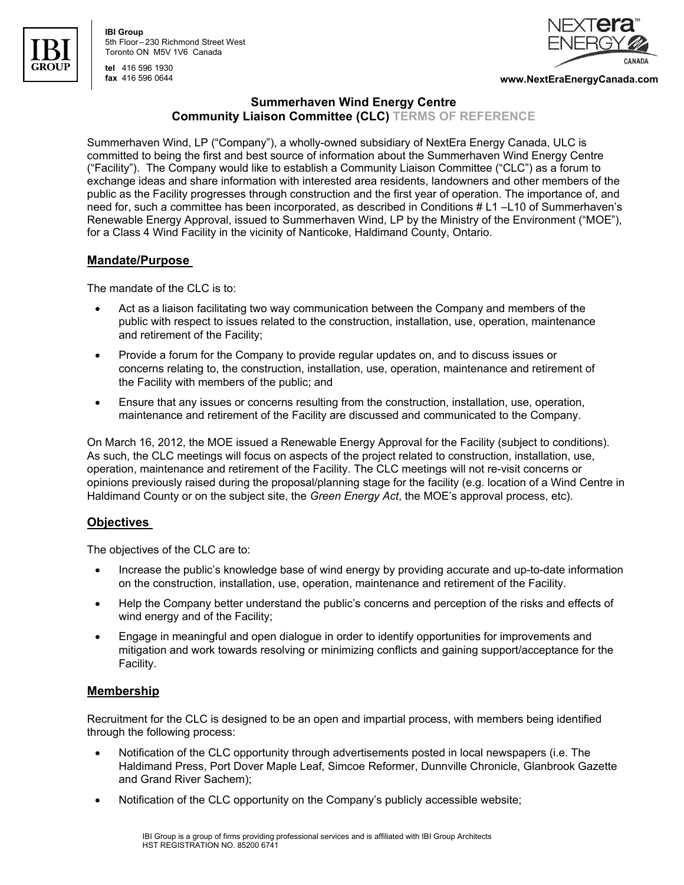IBI Group
5th Floor – 230 Richmond Street West
Toronto ON M5V 1V6 Canada

tel 416 596 1930
fax 416 596 0644

www.NextEraEnergyCanada.com

# Summerhaven Wind Energy Centre
# Community Liaison Committee (CLC) TERMS OF REFERENCE

Summerhaven Wind, LP ("Company"), a wholly-owned subsidiary of NextEra Energy Canada, ULC is committed to being the first and best source of information about the Summerhaven Wind Energy Centre ("Facility"). The Company would like to establish a Community Liaison Committee ("CLC") as a forum to exchange ideas and share information with interested area residents, landowners and other members of the public as the Facility progresses through construction and the first year of operation. The importance of, and need for, such a committee has been incorporated, as described in Conditions # L1 –L10 of Summerhaven's Renewable Energy Approval, issued to Summerhaven Wind, LP by the Ministry of the Environment ("MOE"), for a Class 4 Wind Facility in the vicinity of Nanticoke, Haldimand County, Ontario.

## Mandate/Purpose

The mandate of the CLC is to:

- Act as a liaison facilitating two way communication between the Company and members of the public with respect to issues related to the construction, installation, use, operation, maintenance and retirement of the Facility;
- Provide a forum for the Company to provide regular updates on, and to discuss issues or concerns relating to, the construction, installation, use, operation, maintenance and retirement of the Facility with members of the public; and
- Ensure that any issues or concerns resulting from the construction, installation, use, operation, maintenance and retirement of the Facility are discussed and communicated to the Company.

On March 16, 2012, the MOE issued a Renewable Energy Approval for the Facility (subject to conditions). As such, the CLC meetings will focus on aspects of the project related to construction, installation, use, operation, maintenance and retirement of the Facility. The CLC meetings will not re-visit concerns or opinions previously raised during the proposal/planning stage for the facility (e.g. location of a Wind Centre in Haldimand County or on the subject site, the *Green Energy Act*, the MOE's approval process, etc).

## Objectives

The objectives of the CLC are to:

- Increase the public's knowledge base of wind energy by providing accurate and up-to-date information on the construction, installation, use, operation, maintenance and retirement of the Facility.
- Help the Company better understand the public's concerns and perception of the risks and effects of wind energy and of the Facility;
- Engage in meaningful and open dialogue in order to identify opportunities for improvements and mitigation and work towards resolving or minimizing conflicts and gaining support/acceptance for the Facility.

## Membership

Recruitment for the CLC is designed to be an open and impartial process, with members being identified through the following process:

- Notification of the CLC opportunity through advertisements posted in local newspapers (i.e. The Haldimand Press, Port Dover Maple Leaf, Simcoe Reformer, Dunnville Chronicle, Glanbrook Gazette and Grand River Sachem);
- Notification of the CLC opportunity on the Company's publicly accessible website;

IBI Group is a group of firms providing professional services and is affiliated with IBI Group Architects
HST REGISTRATION NO. 85200 6741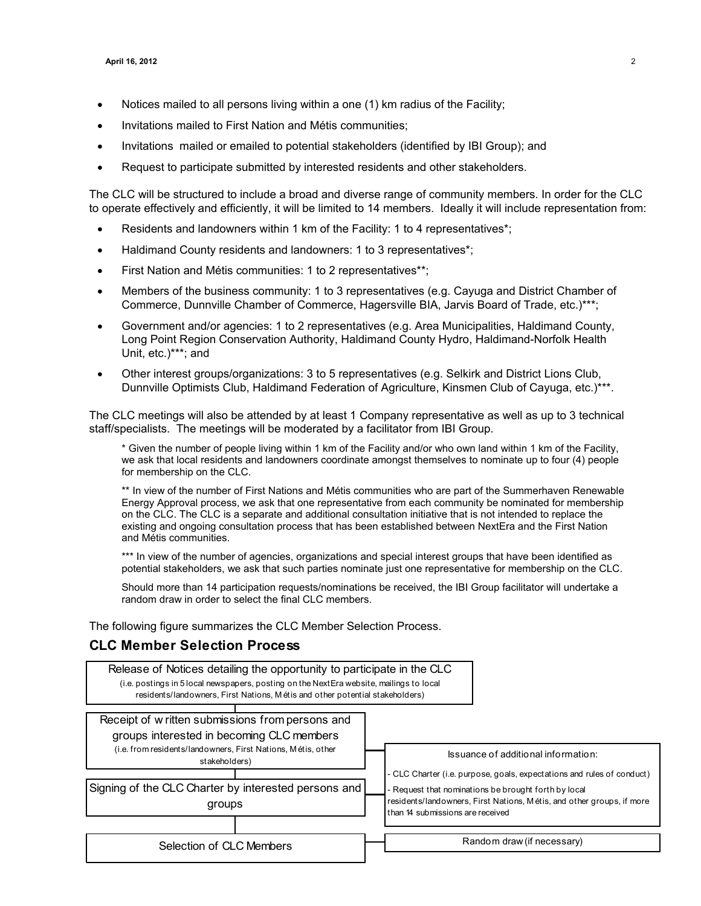- Notices mailed to all persons living within a one (1) km radius of the Facility;
- Invitations mailed to First Nation and Métis communities;
- Invitations mailed or emailed to potential stakeholders (identified by IBI Group); and
- Request to participate submitted by interested residents and other stakeholders.

The CLC will be structured to include a broad and diverse range of community members. In order for the CLC to operate effectively and efficiently, it will be limited to 14 members. Ideally it will include representation from:

- Residents and landowners within 1 km of the Facility: 1 to 4 representatives*;
- Haldimand County residents and landowners: 1 to 3 representatives*;
- First Nation and Métis communities: 1 to 2 representatives**;
- Members of the business community: 1 to 3 representatives (e.g. Cayuga and District Chamber of Commerce, Dunnville Chamber of Commerce, Hagersville BIA, Jarvis Board of Trade, etc.)***;
- Government and/or agencies: 1 to 2 representatives (e.g. Area Municipalities, Haldimand County, Long Point Region Conservation Authority, Haldimand County Hydro, Haldimand-Norfolk Health Unit, etc.)***; and
- Other interest groups/organizations: 3 to 5 representatives (e.g. Selkirk and District Lions Club, Dunnville Optimists Club, Haldimand Federation of Agriculture, Kinsmen Club of Cayuga, etc.)***.

The CLC meetings will also be attended by at least 1 Company representative as well as up to 3 technical staff/specialists. The meetings will be moderated by a facilitator from IBI Group.

> * Given the number of people living within 1 km of the Facility and/or who own land within 1 km of the Facility, we ask that local residents and landowners coordinate amongst themselves to nominate up to four (4) people for membership on the CLC.
>
> ** In view of the number of First Nations and Métis communities who are part of the Summerhaven Renewable Energy Approval process, we ask that one representative from each community be nominated for membership on the CLC. The CLC is a separate and additional consultation initiative that is not intended to replace the existing and ongoing consultation process that has been established between NextEra and the First Nation and Métis communities.
>
> *** In view of the number of agencies, organizations and special interest groups that have been identified as potential stakeholders, we ask that such parties nominate just one representative for membership on the CLC.
>
> Should more than 14 participation requests/nominations be received, the IBI Group facilitator will undertake a random draw in order to select the final CLC members.

The following figure summarizes the CLC Member Selection Process.

## CLC Member Selection Process

Release of Notices detailing the opportunity to participate in the CLC
(i.e. postings in 5 local newspapers, posting on the NextEra website, mailings to local residents/landowners, First Nations, Métis and other potential stakeholders)

Receipt of written submissions from persons and groups interested in becoming CLC members
(i.e. from residents/landowners, First Nations, Métis, other stakeholders)

Issuance of additional information:
- CLC Charter (i.e. purpose, goals, expectations and rules of conduct)
- Request that nominations be brought forth by local residents/landowners, First Nations, Métis, and other groups, if more than 14 submissions are received

Signing of the CLC Charter by interested persons and groups

Selection of CLC Members

Random draw (if necessary)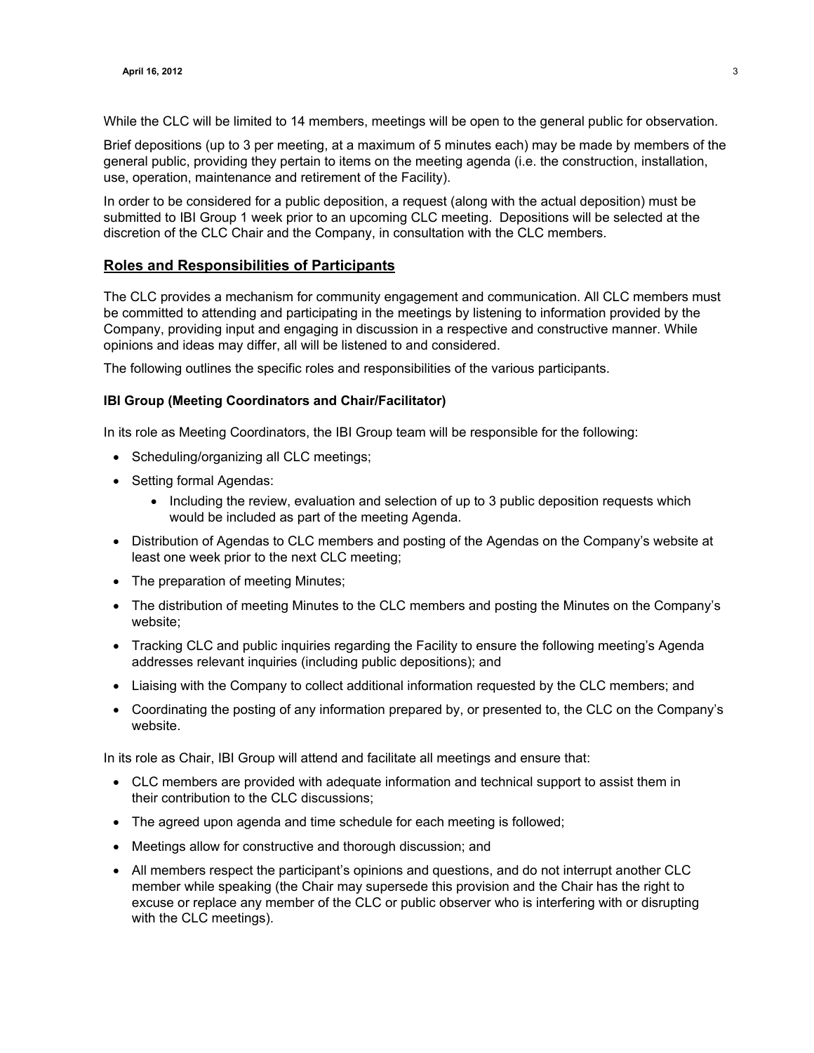While the CLC will be limited to 14 members, meetings will be open to the general public for observation.

Brief depositions (up to 3 per meeting, at a maximum of 5 minutes each) may be made by members of the general public, providing they pertain to items on the meeting agenda (i.e. the construction, installation, use, operation, maintenance and retirement of the Facility).

In order to be considered for a public deposition, a request (along with the actual deposition) must be submitted to IBI Group 1 week prior to an upcoming CLC meeting. Depositions will be selected at the discretion of the CLC Chair and the Company, in consultation with the CLC members.

## Roles and Responsibilities of Participants

The CLC provides a mechanism for community engagement and communication. All CLC members must be committed to attending and participating in the meetings by listening to information provided by the Company, providing input and engaging in discussion in a respective and constructive manner. While opinions and ideas may differ, all will be listened to and considered.

The following outlines the specific roles and responsibilities of the various participants.

### IBI Group (Meeting Coordinators and Chair/Facilitator)

In its role as Meeting Coordinators, the IBI Group team will be responsible for the following:

- Scheduling/organizing all CLC meetings;
- Setting formal Agendas:
  - Including the review, evaluation and selection of up to 3 public deposition requests which would be included as part of the meeting Agenda.
- Distribution of Agendas to CLC members and posting of the Agendas on the Company's website at least one week prior to the next CLC meeting;
- The preparation of meeting Minutes;
- The distribution of meeting Minutes to the CLC members and posting the Minutes on the Company's website;
- Tracking CLC and public inquiries regarding the Facility to ensure the following meeting's Agenda addresses relevant inquiries (including public depositions); and
- Liaising with the Company to collect additional information requested by the CLC members; and
- Coordinating the posting of any information prepared by, or presented to, the CLC on the Company's website.

In its role as Chair, IBI Group will attend and facilitate all meetings and ensure that:

- CLC members are provided with adequate information and technical support to assist them in their contribution to the CLC discussions;
- The agreed upon agenda and time schedule for each meeting is followed;
- Meetings allow for constructive and thorough discussion; and
- All members respect the participant's opinions and questions, and do not interrupt another CLC member while speaking (the Chair may supersede this provision and the Chair has the right to excuse or replace any member of the CLC or public observer who is interfering with or disrupting with the CLC meetings).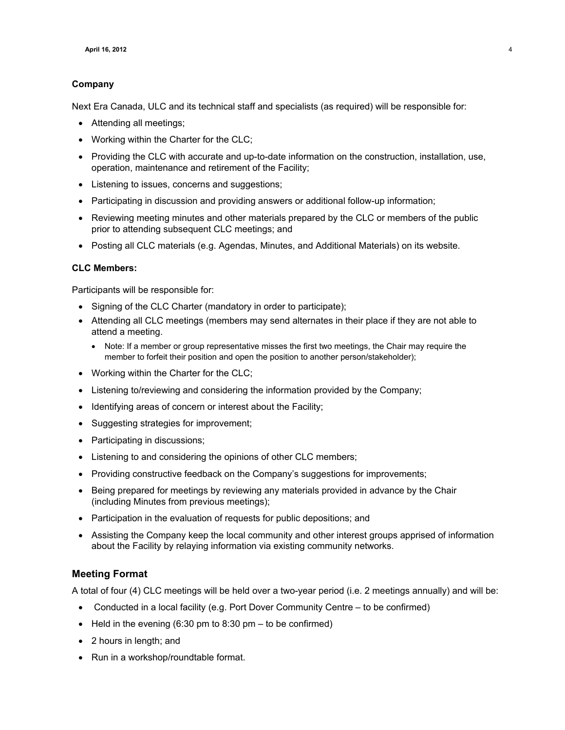**Company**

Next Era Canada, ULC and its technical staff and specialists (as required) will be responsible for:

- Attending all meetings;
- Working within the Charter for the CLC;
- Providing the CLC with accurate and up-to-date information on the construction, installation, use, operation, maintenance and retirement of the Facility;
- Listening to issues, concerns and suggestions;
- Participating in discussion and providing answers or additional follow-up information;
- Reviewing meeting minutes and other materials prepared by the CLC or members of the public prior to attending subsequent CLC meetings; and
- Posting all CLC materials (e.g. Agendas, Minutes, and Additional Materials) on its website.

**CLC Members:**

Participants will be responsible for:

- Signing of the CLC Charter (mandatory in order to participate);
- Attending all CLC meetings (members may send alternates in their place if they are not able to attend a meeting.
  - Note: If a member or group representative misses the first two meetings, the Chair may require the member to forfeit their position and open the position to another person/stakeholder);
- Working within the Charter for the CLC;
- Listening to/reviewing and considering the information provided by the Company;
- Identifying areas of concern or interest about the Facility;
- Suggesting strategies for improvement;
- Participating in discussions;
- Listening to and considering the opinions of other CLC members;
- Providing constructive feedback on the Company's suggestions for improvements;
- Being prepared for meetings by reviewing any materials provided in advance by the Chair (including Minutes from previous meetings);
- Participation in the evaluation of requests for public depositions; and
- Assisting the Company keep the local community and other interest groups apprised of information about the Facility by relaying information via existing community networks.

## Meeting Format

A total of four (4) CLC meetings will be held over a two-year period (i.e. 2 meetings annually) and will be:

- Conducted in a local facility (e.g. Port Dover Community Centre – to be confirmed)
- Held in the evening (6:30 pm to 8:30 pm – to be confirmed)
- 2 hours in length; and
- Run in a workshop/roundtable format.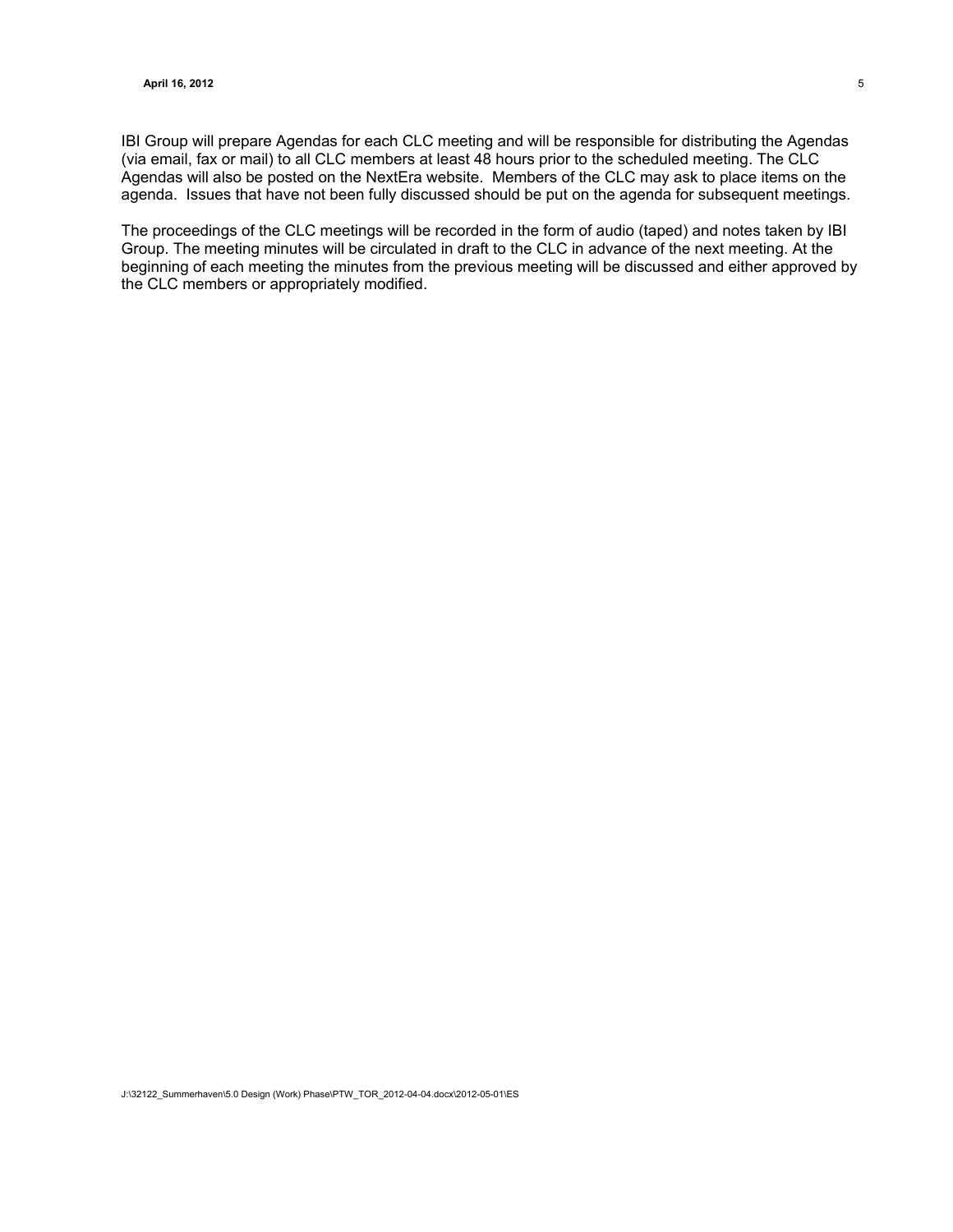IBI Group will prepare Agendas for each CLC meeting and will be responsible for distributing the Agendas (via email, fax or mail) to all CLC members at least 48 hours prior to the scheduled meeting. The CLC Agendas will also be posted on the NextEra website. Members of the CLC may ask to place items on the agenda. Issues that have not been fully discussed should be put on the agenda for subsequent meetings.

The proceedings of the CLC meetings will be recorded in the form of audio (taped) and notes taken by IBI Group. The meeting minutes will be circulated in draft to the CLC in advance of the next meeting. At the beginning of each meeting the minutes from the previous meeting will be discussed and either approved by the CLC members or appropriately modified.